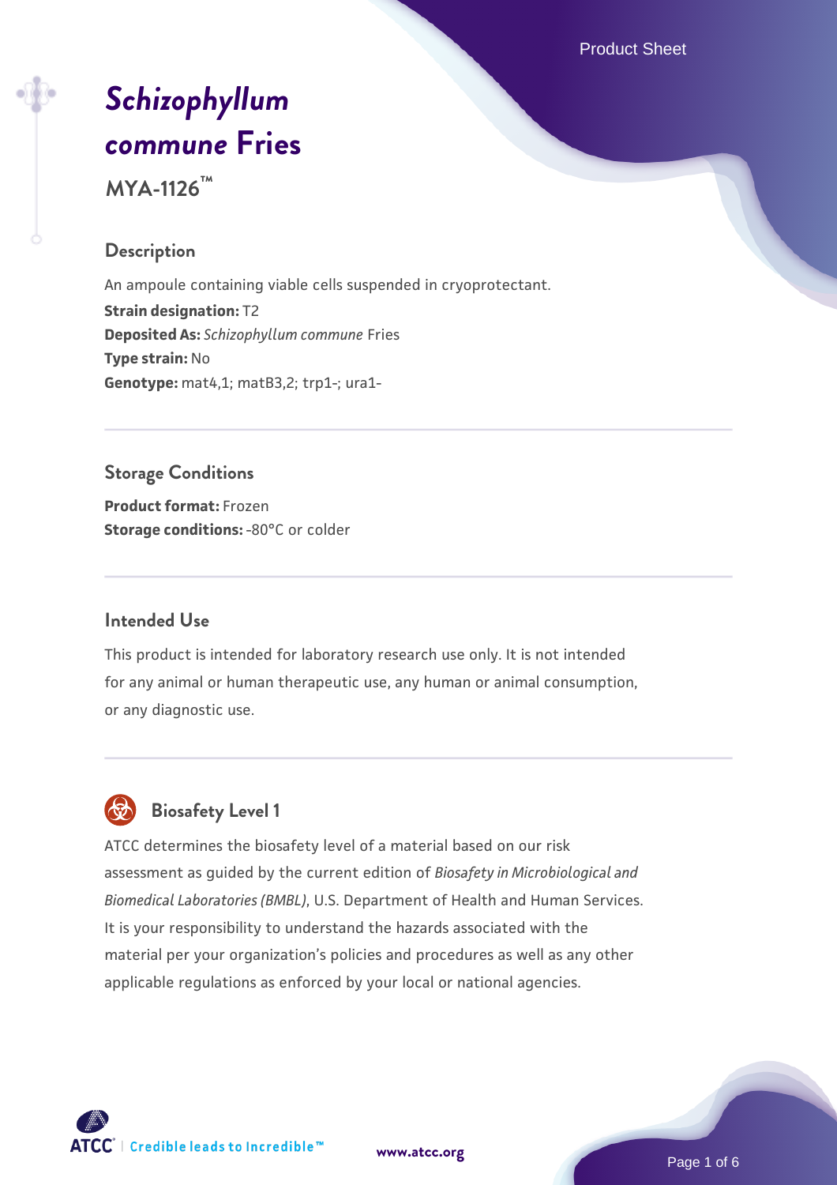# *Schizophyllum commune* Fries

**MYA-1126™**

## Description

An ampoule containing viable cells suspended in cryoprotectant.

**Strain designation:** T2

**Deposited As:** *Schizophyllum commune* Fries

**Type strain:** No

**Genotype:** mat4,1; matB3,2; trp1-; ura1-

## Storage Conditions

**Product format:** Frozen

**Storage conditions:** -80°C or colder

## Intended Use

This product is intended for laboratory research use only. It is not intended for any animal or human therapeutic use, any human or animal consumption, or any diagnostic use.

## Biosafety Level 1

ATCC determines the biosafety level of a material based on our risk assessment as guided by the current edition of *Biosafety in Microbiological and Biomedical Laboratories (BMBL)*, U.S. Department of Health and Human Services. It is your responsibility to understand the hazards associated with the material per your organization's policies and procedures as well as any other applicable regulations as enforced by your local or national agencies.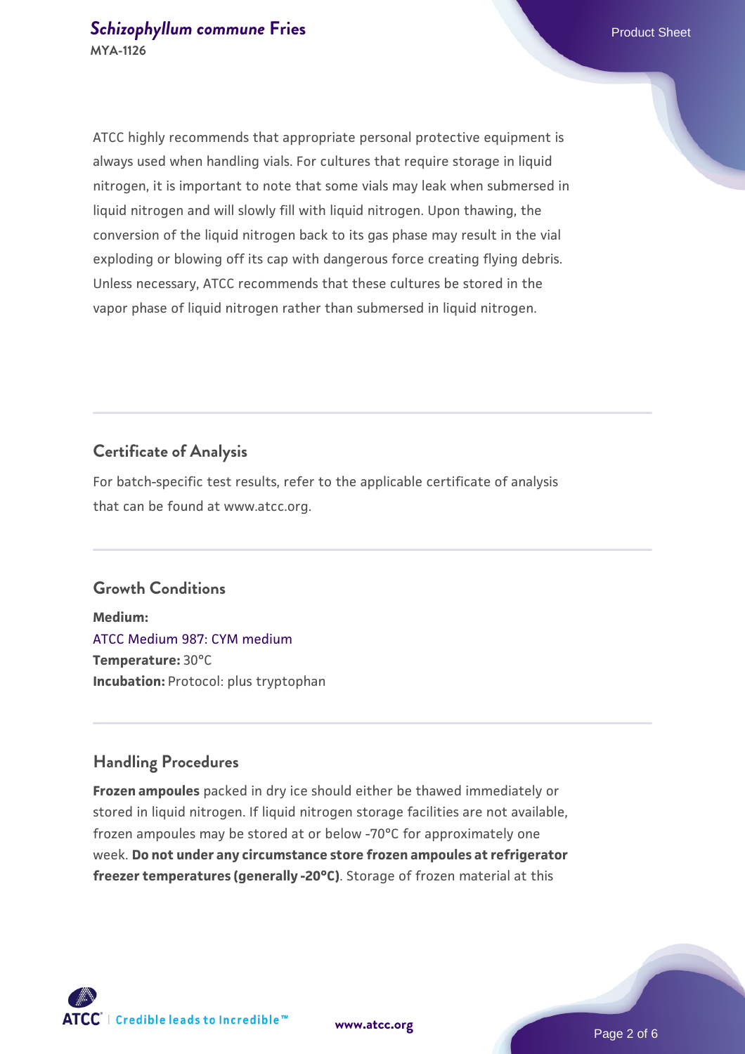ATCC highly recommends that appropriate personal protective equipment is always used when handling vials. For cultures that require storage in liquid nitrogen, it is important to note that some vials may leak when submersed in liquid nitrogen and will slowly fill with liquid nitrogen. Upon thawing, the conversion of the liquid nitrogen back to its gas phase may result in the vial exploding or blowing off its cap with dangerous force creating flying debris. Unless necessary, ATCC recommends that these cultures be stored in the vapor phase of liquid nitrogen rather than submersed in liquid nitrogen.

## Certificate of Analysis

For batch-specific test results, refer to the applicable certificate of analysis that can be found at www.atcc.org.

## Growth Conditions

**Medium:**
ATCC Medium 987: CYM medium
**Temperature:** 30°C
**Incubation:** Protocol: plus tryptophan

## Handling Procedures

**Frozen ampoules** packed in dry ice should either be thawed immediately or stored in liquid nitrogen. If liquid nitrogen storage facilities are not available, frozen ampoules may be stored at or below -70°C for approximately one week. **Do not under any circumstance store frozen ampoules at refrigerator freezer temperatures (generally -20°C)**. Storage of frozen material at this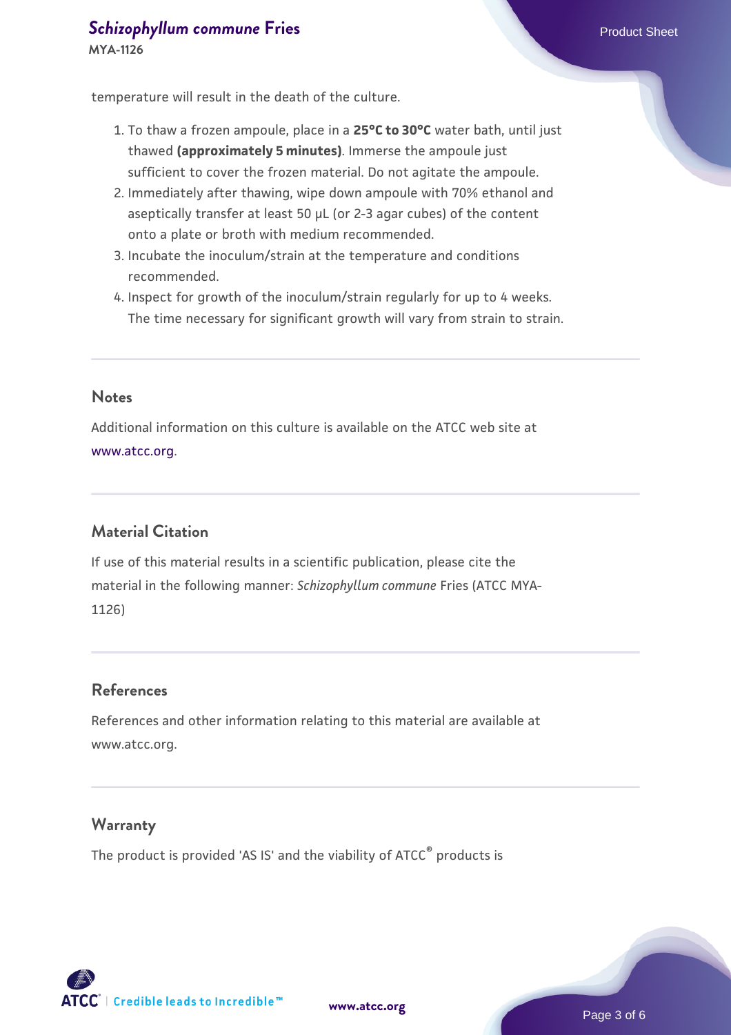temperature will result in the death of the culture.

1. To thaw a frozen ampoule, place in a **25°C to 30°C** water bath, until just thawed **(approximately 5 minutes)**. Immerse the ampoule just sufficient to cover the frozen material. Do not agitate the ampoule.
2. Immediately after thawing, wipe down ampoule with 70% ethanol and aseptically transfer at least 50 µL (or 2-3 agar cubes) of the content onto a plate or broth with medium recommended.
3. Incubate the inoculum/strain at the temperature and conditions recommended.
4. Inspect for growth of the inoculum/strain regularly for up to 4 weeks. The time necessary for significant growth will vary from strain to strain.

## Notes

Additional information on this culture is available on the ATCC web site at www.atcc.org.

## Material Citation

If use of this material results in a scientific publication, please cite the material in the following manner: *Schizophyllum commune* Fries (ATCC MYA-1126)

## References

References and other information relating to this material are available at www.atcc.org.

## Warranty

The product is provided 'AS IS' and the viability of ATCC® products is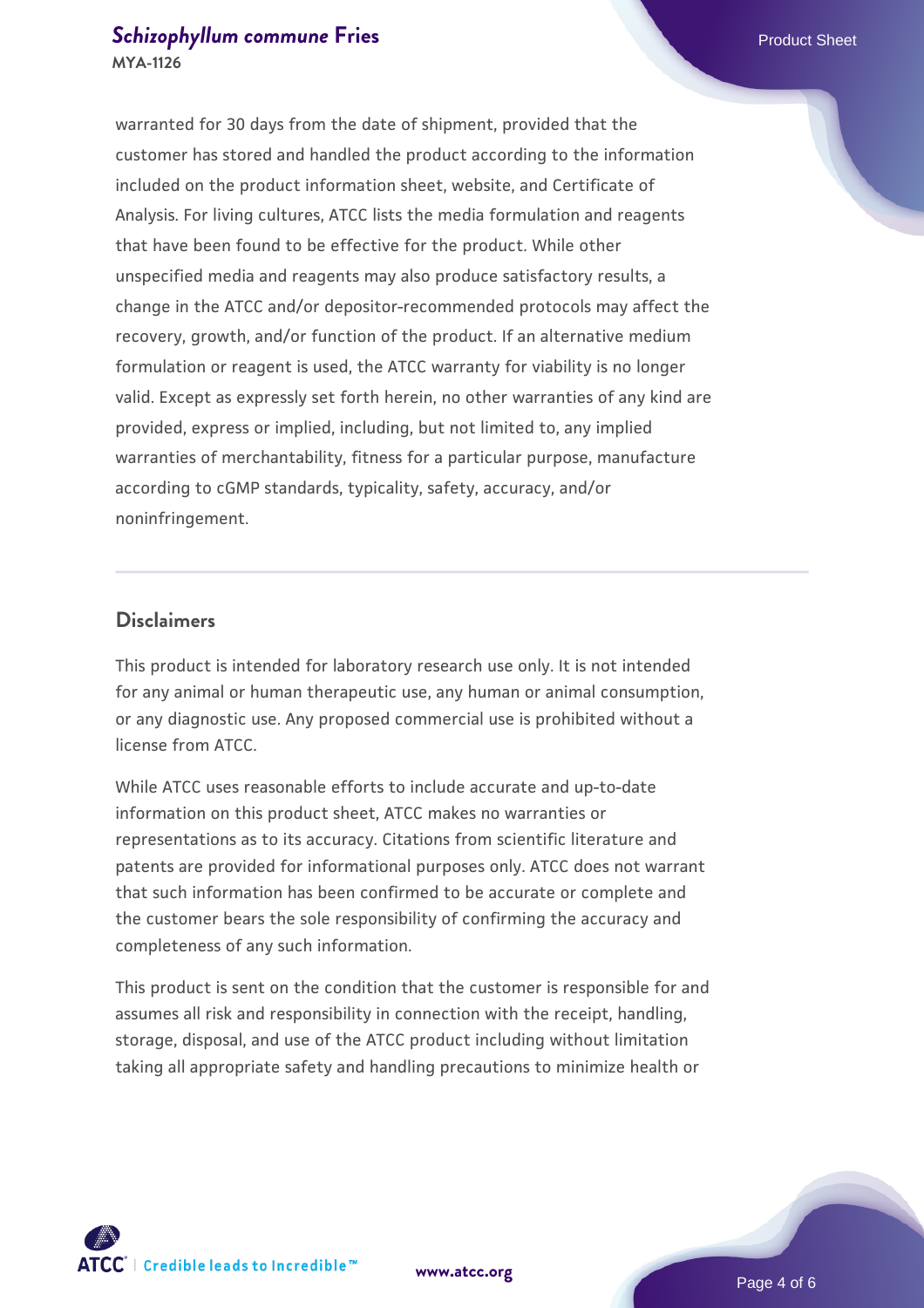warranted for 30 days from the date of shipment, provided that the customer has stored and handled the product according to the information included on the product information sheet, website, and Certificate of Analysis. For living cultures, ATCC lists the media formulation and reagents that have been found to be effective for the product. While other unspecified media and reagents may also produce satisfactory results, a change in the ATCC and/or depositor-recommended protocols may affect the recovery, growth, and/or function of the product. If an alternative medium formulation or reagent is used, the ATCC warranty for viability is no longer valid. Except as expressly set forth herein, no other warranties of any kind are provided, express or implied, including, but not limited to, any implied warranties of merchantability, fitness for a particular purpose, manufacture according to cGMP standards, typicality, safety, accuracy, and/or noninfringement.

## Disclaimers

This product is intended for laboratory research use only. It is not intended for any animal or human therapeutic use, any human or animal consumption, or any diagnostic use. Any proposed commercial use is prohibited without a license from ATCC.

While ATCC uses reasonable efforts to include accurate and up-to-date information on this product sheet, ATCC makes no warranties or representations as to its accuracy. Citations from scientific literature and patents are provided for informational purposes only. ATCC does not warrant that such information has been confirmed to be accurate or complete and the customer bears the sole responsibility of confirming the accuracy and completeness of any such information.

This product is sent on the condition that the customer is responsible for and assumes all risk and responsibility in connection with the receipt, handling, storage, disposal, and use of the ATCC product including without limitation taking all appropriate safety and handling precautions to minimize health or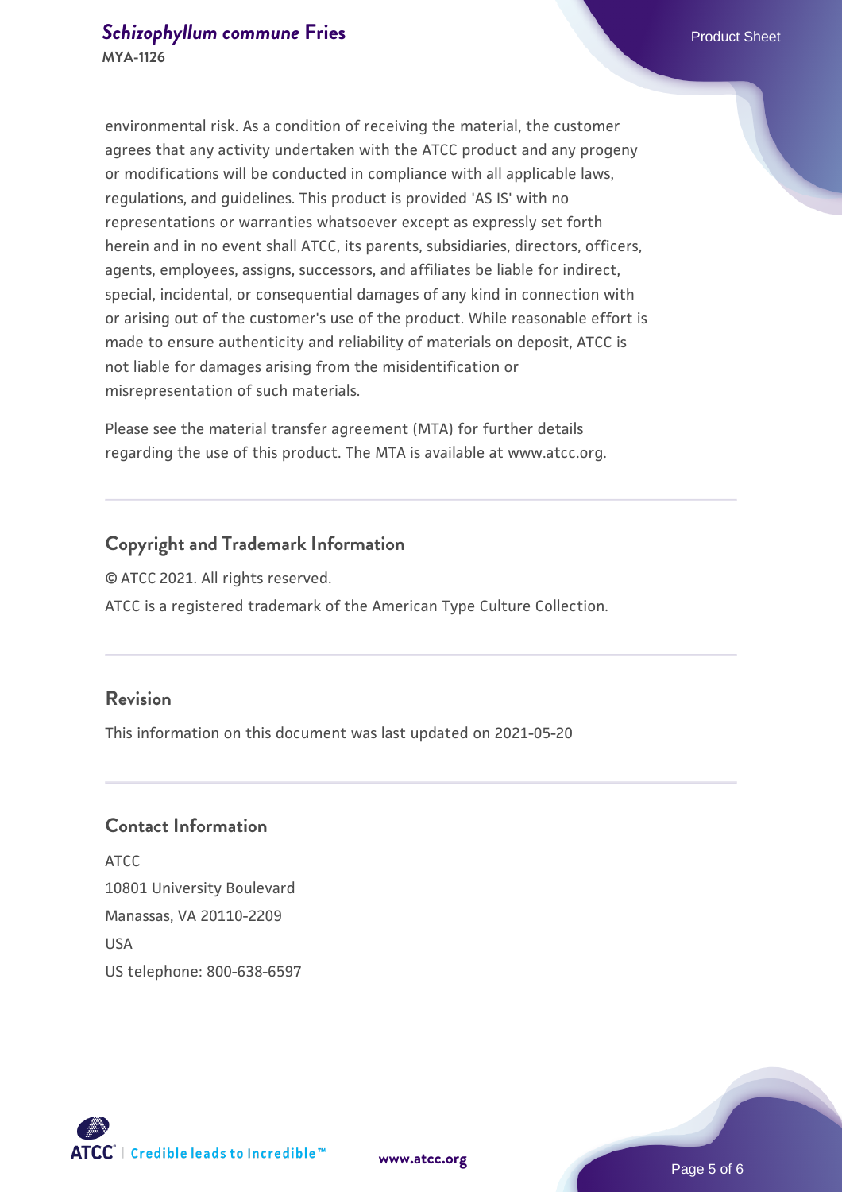environmental risk. As a condition of receiving the material, the customer agrees that any activity undertaken with the ATCC product and any progeny or modifications will be conducted in compliance with all applicable laws, regulations, and guidelines. This product is provided 'AS IS' with no representations or warranties whatsoever except as expressly set forth herein and in no event shall ATCC, its parents, subsidiaries, directors, officers, agents, employees, assigns, successors, and affiliates be liable for indirect, special, incidental, or consequential damages of any kind in connection with or arising out of the customer's use of the product. While reasonable effort is made to ensure authenticity and reliability of materials on deposit, ATCC is not liable for damages arising from the misidentification or misrepresentation of such materials.

Please see the material transfer agreement (MTA) for further details regarding the use of this product. The MTA is available at www.atcc.org.

## Copyright and Trademark Information

© ATCC 2021. All rights reserved.

ATCC is a registered trademark of the American Type Culture Collection.

## Revision

This information on this document was last updated on 2021-05-20

## Contact Information

ATCC
10801 University Boulevard
Manassas, VA 20110-2209
USA
US telephone: 800-638-6597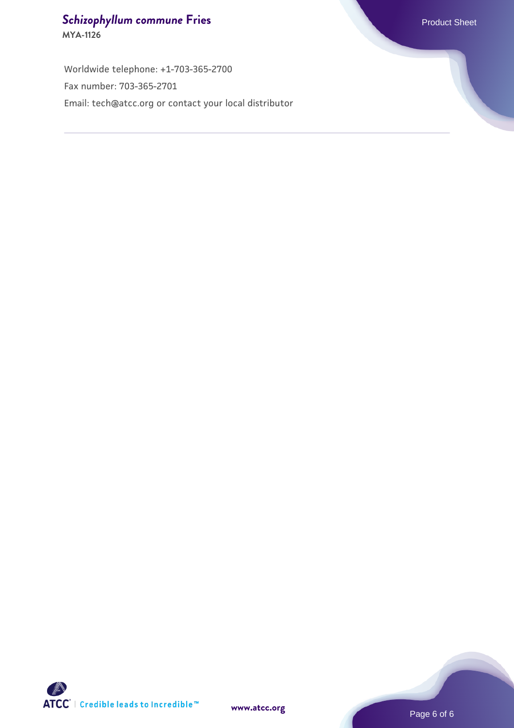Worldwide telephone: +1-703-365-2700

Fax number: 703-365-2701

Email: tech@atcc.org or contact your local distributor